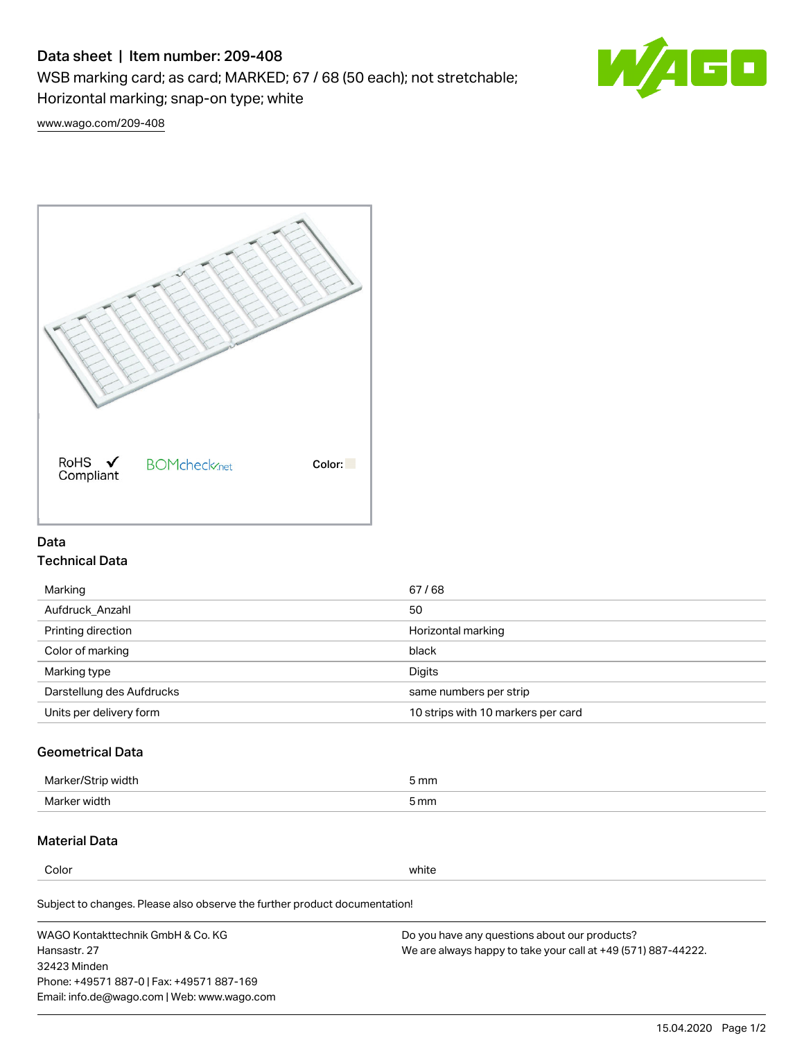# Data sheet | Item number: 209-408

WSB marking card; as card; MARKED; 67 / 68 (50 each); not stretchable; Horizontal marking; snap-on type; white

www.wago.com/209-408

RoHS Compliant ✓ BOMcheck.net Color:

## Data

### Technical Data

| | |
|---|---|
| Marking | 67 / 68 |
| Aufdruck_Anzahl | 50 |
| Printing direction | Horizontal marking |
| Color of marking | black |
| Marking type | Digits |
| Darstellung des Aufdrucks | same numbers per strip |
| Units per delivery form | 10 strips with 10 markers per card |

### Geometrical Data

| | |
|---|---|
| Marker/Strip width | 5 mm |
| Marker width | 5 mm |

### Material Data

| | |
|---|---|
| Color | white |

Subject to changes. Please also observe the further product documentation!

WAGO Kontakttechnik GmbH & Co. KG
Hansastr. 27
32423 Minden
Phone: +49571 887-0 | Fax: +49571 887-169
Email: info.de@wago.com | Web: www.wago.com

Do you have any questions about our products?
We are always happy to take your call at +49 (571) 887-44222.

15.04.2020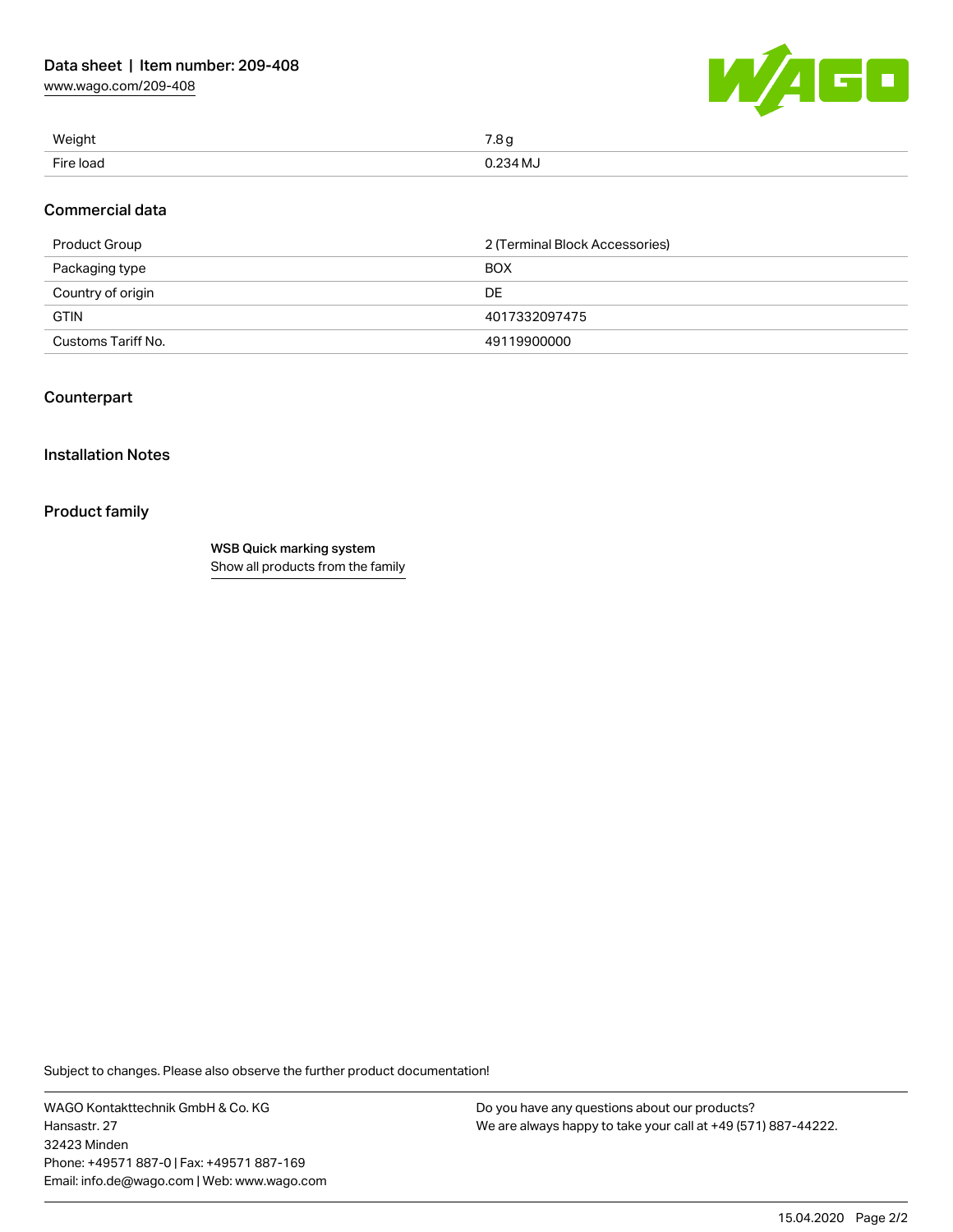| | |
|---|---|
| Weight | 7.8 g |
| Fire load | 0.234 MJ |

## Commercial data

| | |
|---|---|
| Product Group | 2 (Terminal Block Accessories) |
| Packaging type | BOX |
| Country of origin | DE |
| GTIN | 4017332097475 |
| Customs Tariff No. | 49119900000 |

## Counterpart

## Installation Notes

## Product family

**WSB Quick marking system**
Show all products from the family

Subject to changes. Please also observe the further product documentation!

WAGO Kontakttechnik GmbH & Co. KG
Hansastr. 27
32423 Minden
Phone: +49571 887-0 | Fax: +49571 887-169
Email: info.de@wago.com | Web: www.wago.com

Do you have any questions about our products?
We are always happy to take your call at +49 (571) 887-44222.

15.04.2020